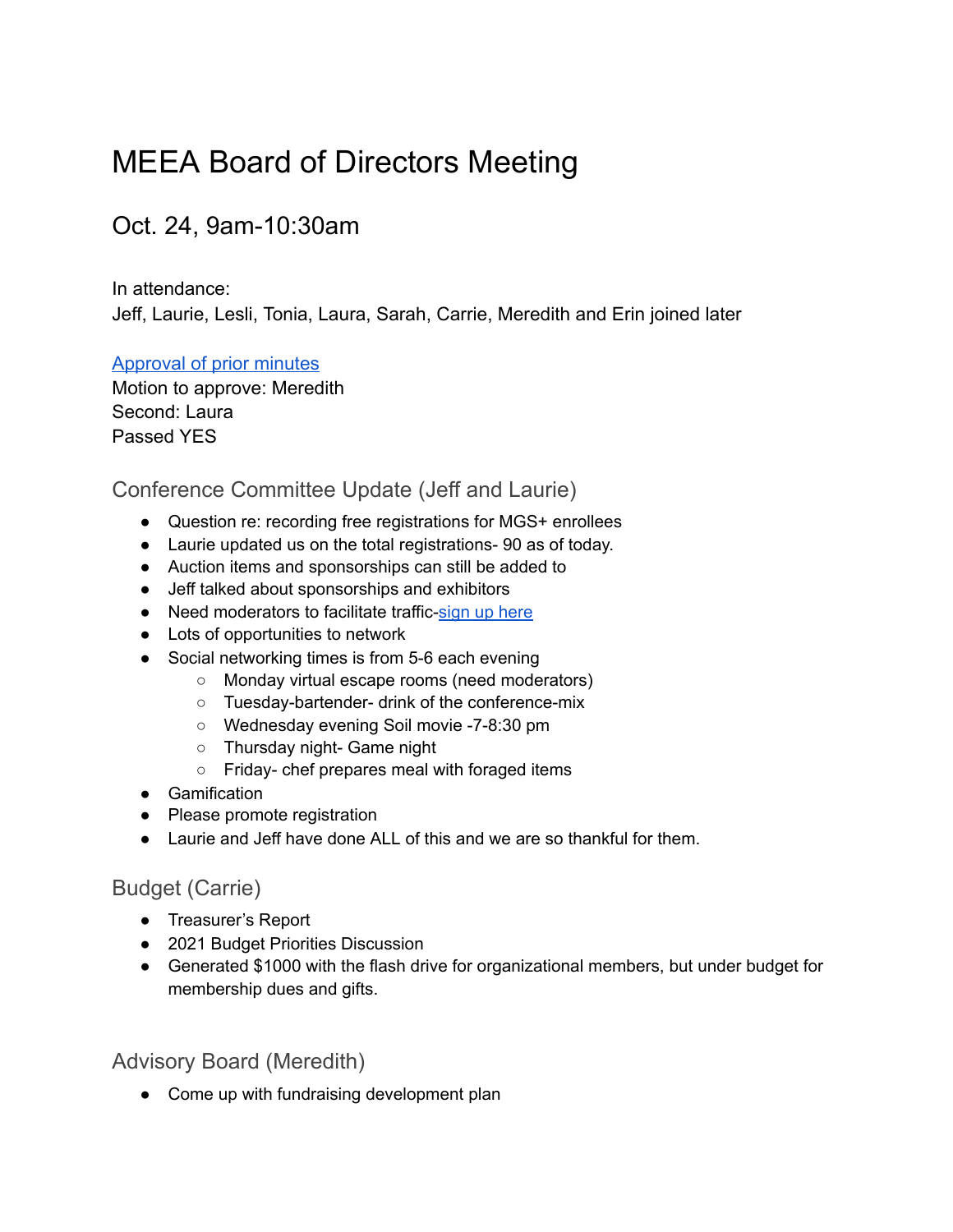# MEEA Board of Directors Meeting

## Oct. 24, 9am-10:30am

In attendance:
Jeff, Laurie, Lesli, Tonia, Laura, Sarah, Carrie, Meredith and Erin joined later

Approval of prior minutes
Motion to approve: Meredith
Second: Laura
Passed YES

### Conference Committee Update (Jeff and Laurie)

- Question re: recording free registrations for MGS+ enrollees
- Laurie updated us on the total registrations- 90 as of today.
- Auction items and sponsorships can still be added to
- Jeff talked about sponsorships and exhibitors
- Need moderators to facilitate traffic-sign up here
- Lots of opportunities to network
- Social networking times is from 5-6 each evening
  - Monday virtual escape rooms (need moderators)
  - Tuesday-bartender- drink of the conference-mix
  - Wednesday evening Soil movie -7-8:30 pm
  - Thursday night- Game night
  - Friday- chef prepares meal with foraged items
- Gamification
- Please promote registration
- Laurie and Jeff have done ALL of this and we are so thankful for them.

### Budget (Carrie)

- Treasurer's Report
- 2021 Budget Priorities Discussion
- Generated $1000 with the flash drive for organizational members, but under budget for membership dues and gifts.

### Advisory Board (Meredith)

- Come up with fundraising development plan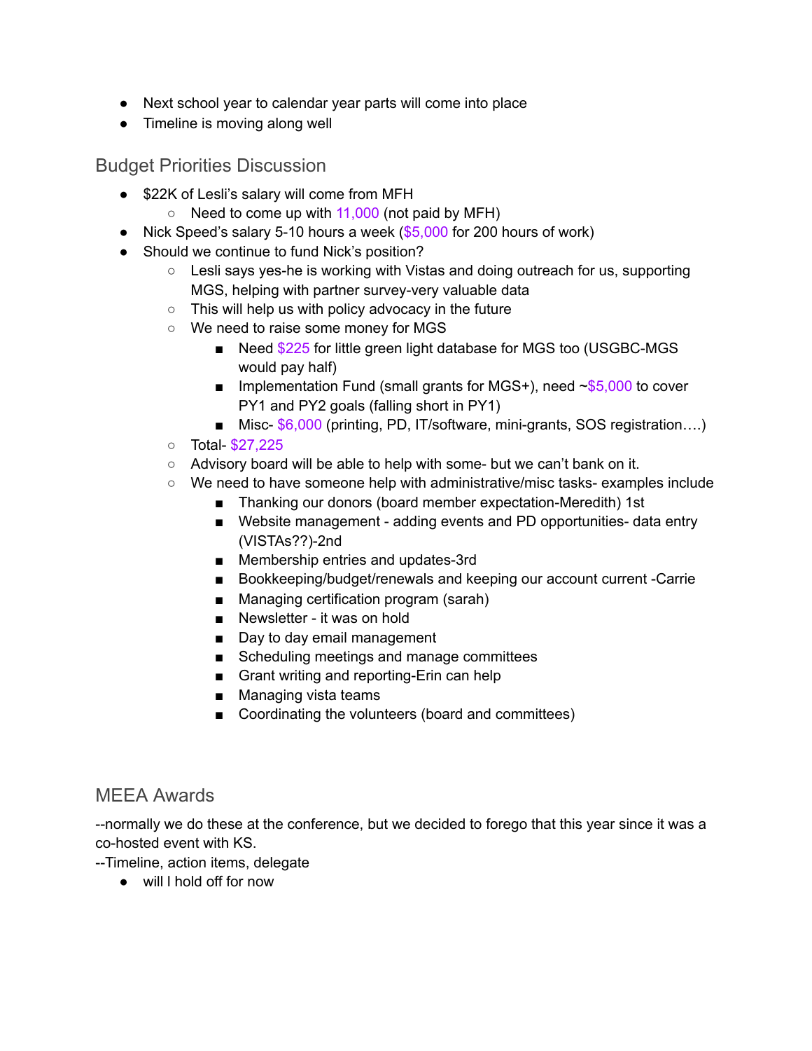- Next school year to calendar year parts will come into place
- Timeline is moving along well

## Budget Priorities Discussion

- $22K of Lesli's salary will come from MFH
  - Need to come up with 11,000 (not paid by MFH)
- Nick Speed's salary 5-10 hours a week ($5,000 for 200 hours of work)
- Should we continue to fund Nick's position?
  - Lesli says yes-he is working with Vistas and doing outreach for us, supporting MGS, helping with partner survey-very valuable data
  - This will help us with policy advocacy in the future
  - We need to raise some money for MGS
    - Need $225 for little green light database for MGS too (USGBC-MGS would pay half)
    - Implementation Fund (small grants for MGS+), need ~$5,000 to cover PY1 and PY2 goals (falling short in PY1)
    - Misc- $6,000 (printing, PD, IT/software, mini-grants, SOS registration….)
  - Total- $27,225
  - Advisory board will be able to help with some- but we can't bank on it.
  - We need to have someone help with administrative/misc tasks- examples include
    - Thanking our donors (board member expectation-Meredith) 1st
    - Website management - adding events and PD opportunities- data entry (VISTAs??)-2nd
    - Membership entries and updates-3rd
    - Bookkeeping/budget/renewals and keeping our account current -Carrie
    - Managing certification program (sarah)
    - Newsletter - it was on hold
    - Day to day email management
    - Scheduling meetings and manage committees
    - Grant writing and reporting-Erin can help
    - Managing vista teams
    - Coordinating the volunteers (board and committees)

## MEEA Awards

--normally we do these at the conference, but we decided to forego that this year since it was a co-hosted event with KS.
--Timeline, action items, delegate

- will l hold off for now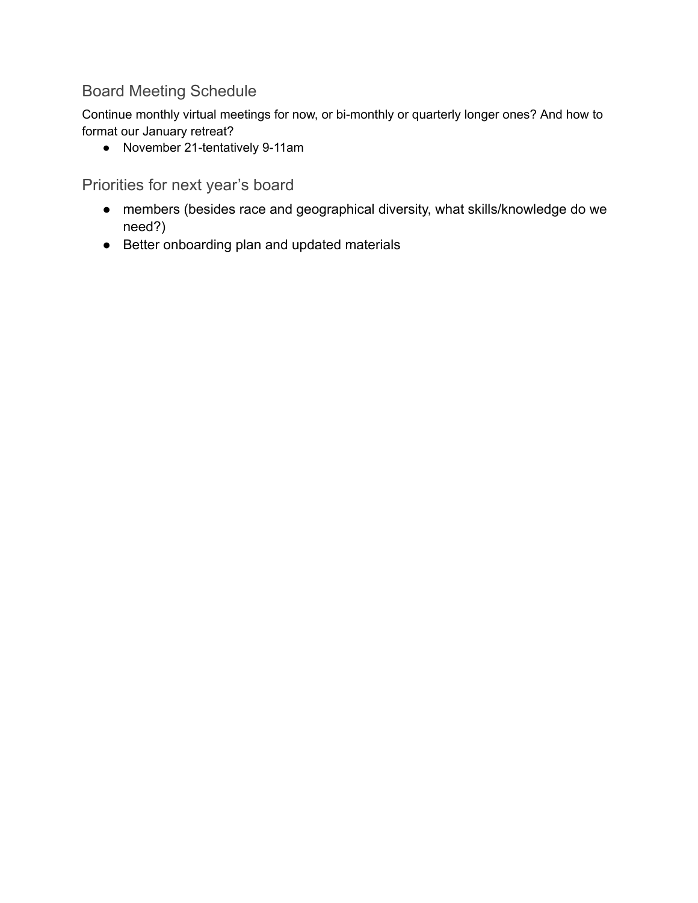## Board Meeting Schedule

Continue monthly virtual meetings for now, or bi-monthly or quarterly longer ones? And how to format our January retreat?

- November 21-tentatively 9-11am

## Priorities for next year's board

- members (besides race and geographical diversity, what skills/knowledge do we need?)
- Better onboarding plan and updated materials